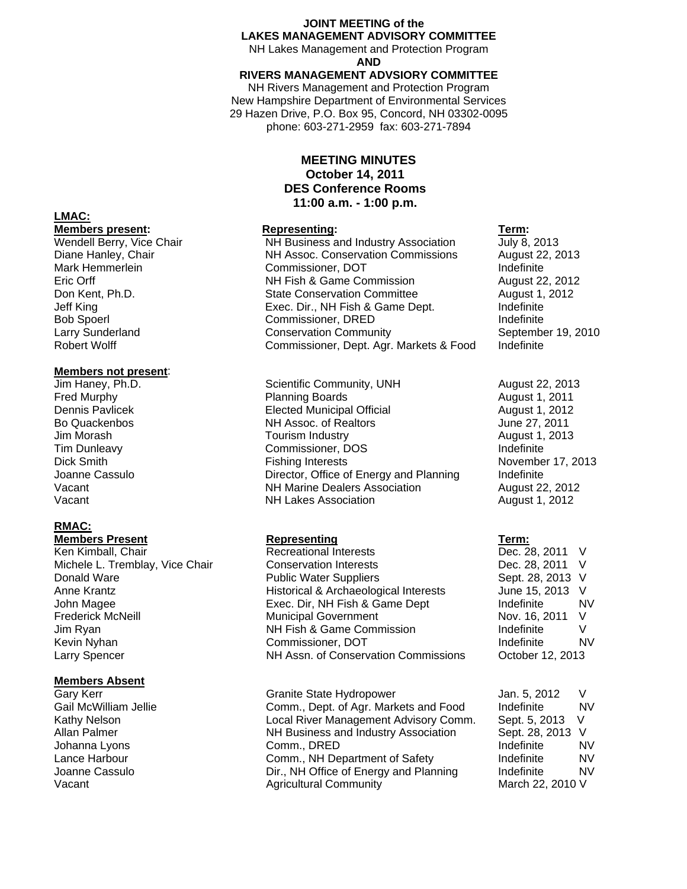**JOINT MEETING of the**
**LAKES MANAGEMENT ADVISORY COMMITTEE**
NH Lakes Management and Protection Program
**AND**
**RIVERS MANAGEMENT ADVSIORY COMMITTEE**
NH Rivers Management and Protection Program
New Hampshire Department of Environmental Services
29 Hazen Drive, P.O. Box 95, Concord, NH 03302-0095
phone: 603-271-2959 fax: 603-271-7894

# MEETING MINUTES
**October 14, 2011**
**DES Conference Rooms**
**11:00 a.m. - 1:00 p.m.**

## LMAC:

| **Members present:** | **Representing:** | **Term:** |
|---|---|---|
| Wendell Berry, Vice Chair | NH Business and Industry Association | July 8, 2013 |
| Diane Hanley, Chair | NH Assoc. Conservation Commissions | August 22, 2013 |
| Mark Hemmerlein | Commissioner, DOT | Indefinite |
| Eric Orff | NH Fish & Game Commission | August 22, 2012 |
| Don Kent, Ph.D. | State Conservation Committee | August 1, 2012 |
| Jeff King | Exec. Dir., NH Fish & Game Dept. | Indefinite |
| Bob Spoerl | Commissioner, DRED | Indefinite |
| Larry Sunderland | Conservation Community | September 19, 2010 |
| Robert Wolff | Commissioner, Dept. Agr. Markets & Food | Indefinite |

| **Members not present**: | | |
|---|---|---|
| Jim Haney, Ph.D. | Scientific Community, UNH | August 22, 2013 |
| Fred Murphy | Planning Boards | August 1, 2011 |
| Dennis Pavlicek | Elected Municipal Official | August 1, 2012 |
| Bo Quackenbos | NH Assoc. of Realtors | June 27, 2011 |
| Jim Morash | Tourism Industry | August 1, 2013 |
| Tim Dunleavy | Commissioner, DOS | Indefinite |
| Dick Smith | Fishing Interests | November 17, 2013 |
| Joanne Cassulo | Director, Office of Energy and Planning | Indefinite |
| Vacant | NH Marine Dealers Association | August 22, 2012 |
| Vacant | NH Lakes Association | August 1, 2012 |

## RMAC:

| **Members Present** | **Representing** | **Term:** | |
|---|---|---|---|
| Ken Kimball, Chair | Recreational Interests | Dec. 28, 2011 | V |
| Michele L. Tremblay, Vice Chair | Conservation Interests | Dec. 28, 2011 | V |
| Donald Ware | Public Water Suppliers | Sept. 28, 2013 | V |
| Anne Krantz | Historical & Archaeological Interests | June 15, 2013 | V |
| John Magee | Exec. Dir, NH Fish & Game Dept | Indefinite | NV |
| Frederick McNeill | Municipal Government | Nov. 16, 2011 | V |
| Jim Ryan | NH Fish & Game Commission | Indefinite | V |
| Kevin Nyhan | Commissioner, DOT | Indefinite | NV |
| Larry Spencer | NH Assn. of Conservation Commissions | October 12, 2013 | |

| **Members Absent** | | | |
|---|---|---|---|
| Gary Kerr | Granite State Hydropower | Jan. 5, 2012 | V |
| Gail McWilliam Jellie | Comm., Dept. of Agr. Markets and Food | Indefinite | NV |
| Kathy Nelson | Local River Management Advisory Comm. | Sept. 5, 2013 | V |
| Allan Palmer | NH Business and Industry Association | Sept. 28, 2013 | V |
| Johanna Lyons | Comm., DRED | Indefinite | NV |
| Lance Harbour | Comm., NH Department of Safety | Indefinite | NV |
| Joanne Cassulo | Dir., NH Office of Energy and Planning | Indefinite | NV |
| Vacant | Agricultural Community | March 22, 2010 | V |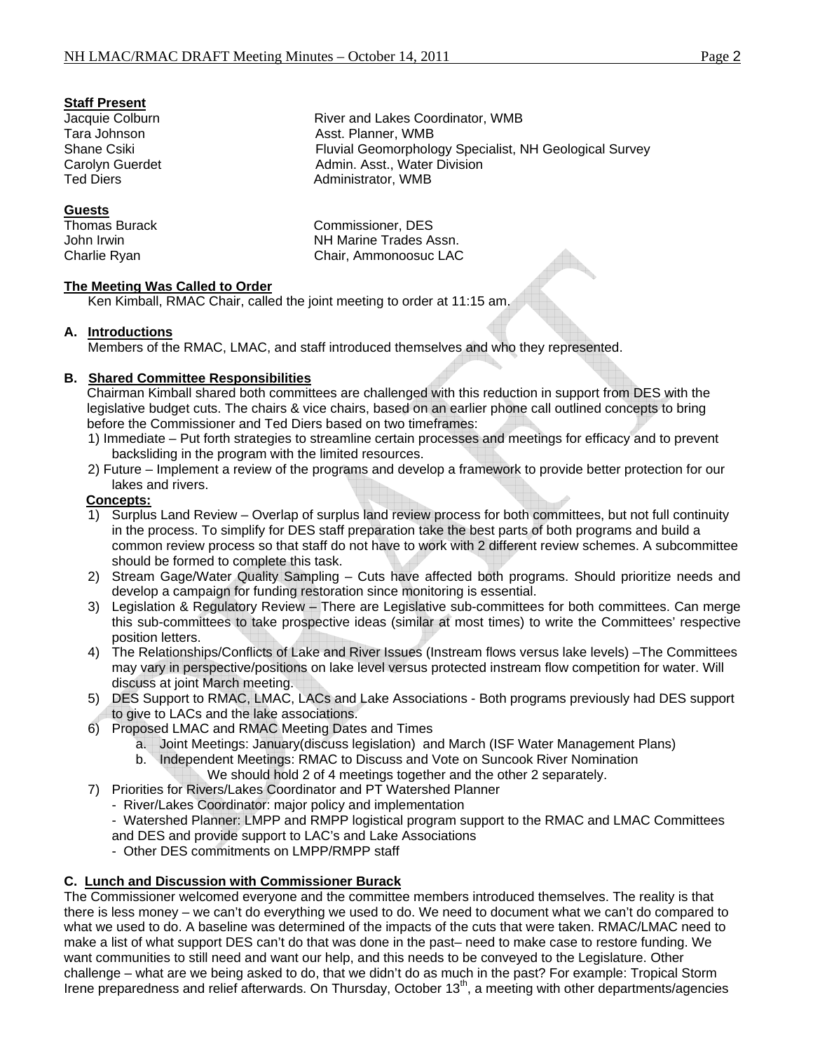**Staff Present**

| | |
|---|---|
| Jacquie Colburn | River and Lakes Coordinator, WMB |
| Tara Johnson | Asst. Planner, WMB |
| Shane Csiki | Fluvial Geomorphology Specialist, NH Geological Survey |
| Carolyn Guerdet | Admin. Asst., Water Division |
| Ted Diers | Administrator, WMB |

**Guests**

| | |
|---|---|
| Thomas Burack | Commissioner, DES |
| John Irwin | NH Marine Trades Assn. |
| Charlie Ryan | Chair, Ammonoosuc LAC |

**The Meeting Was Called to Order**

Ken Kimball, RMAC Chair, called the joint meeting to order at 11:15 am.

**A. Introductions**

Members of the RMAC, LMAC, and staff introduced themselves and who they represented.

**B. Shared Committee Responsibilities**

Chairman Kimball shared both committees are challenged with this reduction in support from DES with the legislative budget cuts. The chairs & vice chairs, based on an earlier phone call outlined concepts to bring before the Commissioner and Ted Diers based on two timeframes:

1) Immediate – Put forth strategies to streamline certain processes and meetings for efficacy and to prevent backsliding in the program with the limited resources.
2) Future – Implement a review of the programs and develop a framework to provide better protection for our lakes and rivers.

**Concepts:**

1) Surplus Land Review – Overlap of surplus land review process for both committees, but not full continuity in the process. To simplify for DES staff preparation take the best parts of both programs and build a common review process so that staff do not have to work with 2 different review schemes. A subcommittee should be formed to complete this task.
2) Stream Gage/Water Quality Sampling – Cuts have affected both programs. Should prioritize needs and develop a campaign for funding restoration since monitoring is essential.
3) Legislation & Regulatory Review – There are Legislative sub-committees for both committees. Can merge this sub-committees to take prospective ideas (similar at most times) to write the Committees' respective position letters.
4) The Relationships/Conflicts of Lake and River Issues (Instream flows versus lake levels) –The Committees may vary in perspective/positions on lake level versus protected instream flow competition for water. Will discuss at joint March meeting.
5) DES Support to RMAC, LMAC, LACs and Lake Associations - Both programs previously had DES support to give to LACs and the lake associations.
6) Proposed LMAC and RMAC Meeting Dates and Times
   a. Joint Meetings: January(discuss legislation) and March (ISF Water Management Plans)
   b. Independent Meetings: RMAC to Discuss and Vote on Suncook River Nomination
   
   We should hold 2 of 4 meetings together and the other 2 separately.
7) Priorities for Rivers/Lakes Coordinator and PT Watershed Planner
   - River/Lakes Coordinator: major policy and implementation
   - Watershed Planner: LMPP and RMPP logistical program support to the RMAC and LMAC Committees and DES and provide support to LAC's and Lake Associations
   - Other DES commitments on LMPP/RMPP staff

**C. Lunch and Discussion with Commissioner Burack**

The Commissioner welcomed everyone and the committee members introduced themselves. The reality is that there is less money – we can't do everything we used to do. We need to document what we can't do compared to what we used to do. A baseline was determined of the impacts of the cuts that were taken. RMAC/LMAC need to make a list of what support DES can't do that was done in the past– need to make case to restore funding. We want communities to still need and want our help, and this needs to be conveyed to the Legislature. Other challenge – what are we being asked to do, that we didn't do as much in the past? For example: Tropical Storm Irene preparedness and relief afterwards. On Thursday, October 13th, a meeting with other departments/agencies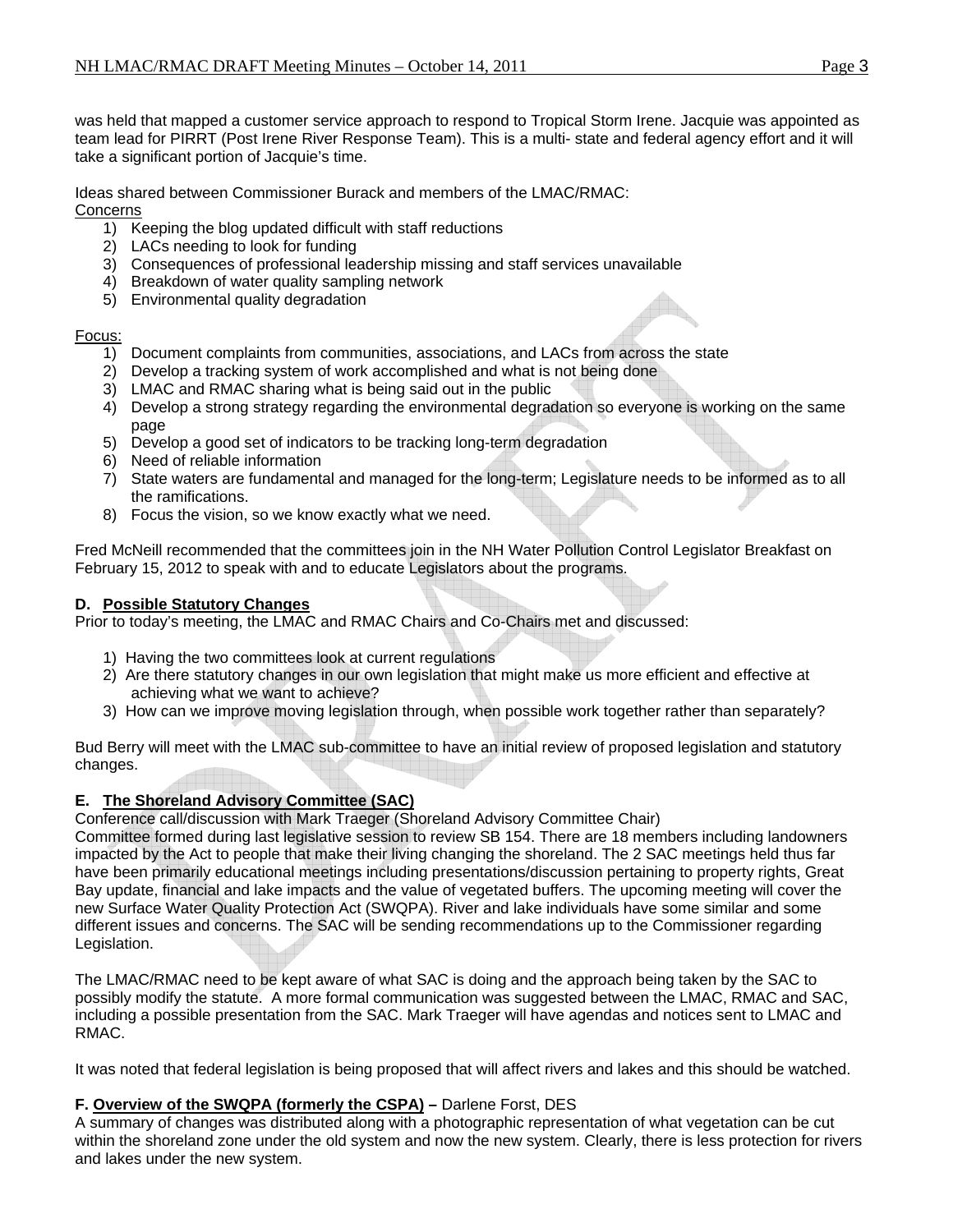was held that mapped a customer service approach to respond to Tropical Storm Irene. Jacquie was appointed as team lead for PIRRT (Post Irene River Response Team). This is a multi- state and federal agency effort and it will take a significant portion of Jacquie's time.

Ideas shared between Commissioner Burack and members of the LMAC/RMAC:

Concerns

1) Keeping the blog updated difficult with staff reductions
2) LACs needing to look for funding
3) Consequences of professional leadership missing and staff services unavailable
4) Breakdown of water quality sampling network
5) Environmental quality degradation

Focus:

1) Document complaints from communities, associations, and LACs from across the state
2) Develop a tracking system of work accomplished and what is not being done
3) LMAC and RMAC sharing what is being said out in the public
4) Develop a strong strategy regarding the environmental degradation so everyone is working on the same page
5) Develop a good set of indicators to be tracking long-term degradation
6) Need of reliable information
7) State waters are fundamental and managed for the long-term; Legislature needs to be informed as to all the ramifications.
8) Focus the vision, so we know exactly what we need.

Fred McNeill recommended that the committees join in the NH Water Pollution Control Legislator Breakfast on February 15, 2012 to speak with and to educate Legislators about the programs.

## D. Possible Statutory Changes

Prior to today's meeting, the LMAC and RMAC Chairs and Co-Chairs met and discussed:

1) Having the two committees look at current regulations
2) Are there statutory changes in our own legislation that might make us more efficient and effective at achieving what we want to achieve?
3) How can we improve moving legislation through, when possible work together rather than separately?

Bud Berry will meet with the LMAC sub-committee to have an initial review of proposed legislation and statutory changes.

## E. The Shoreland Advisory Committee (SAC)

Conference call/discussion with Mark Traeger (Shoreland Advisory Committee Chair)
Committee formed during last legislative session to review SB 154. There are 18 members including landowners impacted by the Act to people that make their living changing the shoreland. The 2 SAC meetings held thus far have been primarily educational meetings including presentations/discussion pertaining to property rights, Great Bay update, financial and lake impacts and the value of vegetated buffers. The upcoming meeting will cover the new Surface Water Quality Protection Act (SWQPA). River and lake individuals have some similar and some different issues and concerns. The SAC will be sending recommendations up to the Commissioner regarding Legislation.

The LMAC/RMAC need to be kept aware of what SAC is doing and the approach being taken by the SAC to possibly modify the statute. A more formal communication was suggested between the LMAC, RMAC and SAC, including a possible presentation from the SAC. Mark Traeger will have agendas and notices sent to LMAC and RMAC.

It was noted that federal legislation is being proposed that will affect rivers and lakes and this should be watched.

## F. Overview of the SWQPA (formerly the CSPA) – Darlene Forst, DES

A summary of changes was distributed along with a photographic representation of what vegetation can be cut within the shoreland zone under the old system and now the new system. Clearly, there is less protection for rivers and lakes under the new system.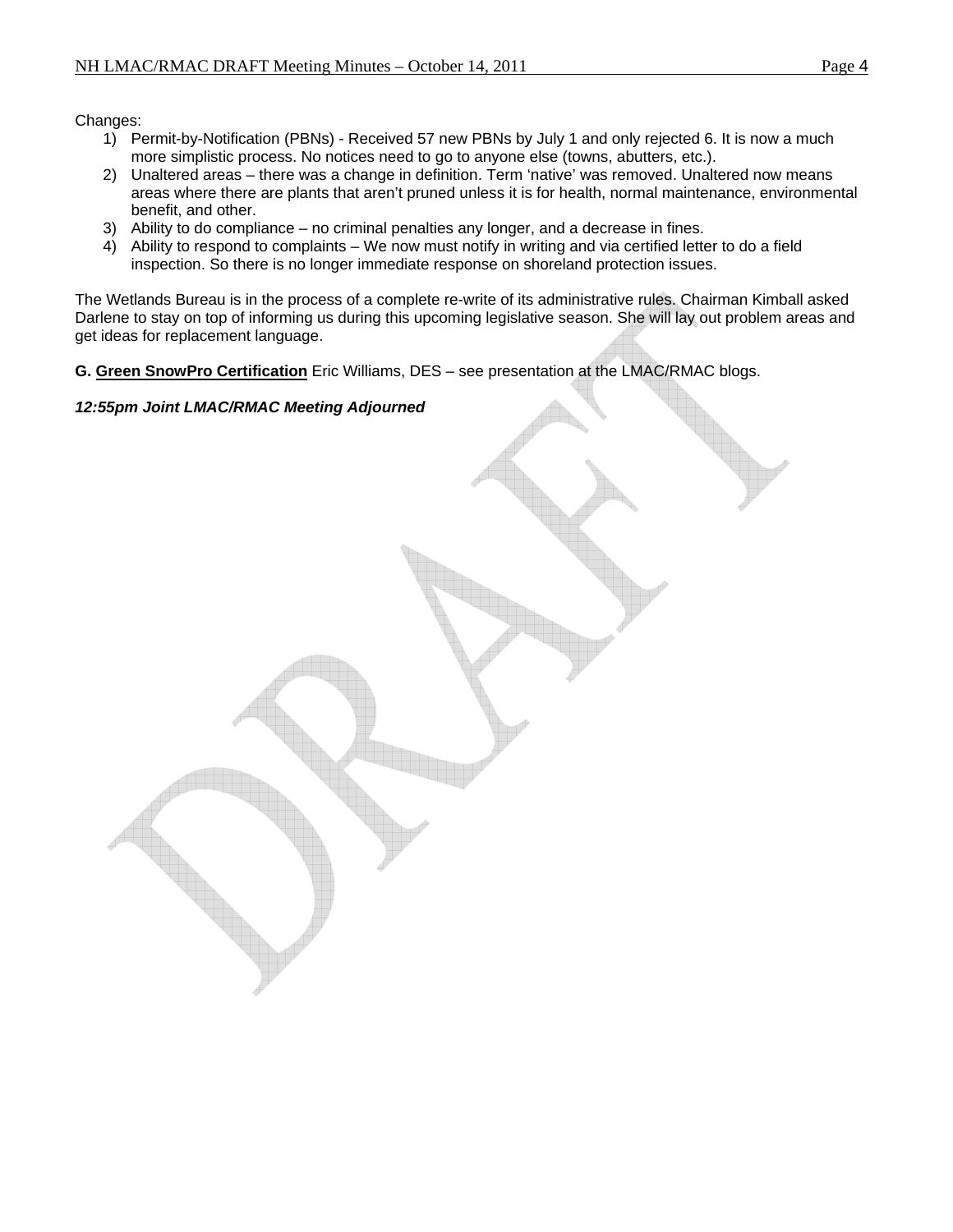Changes:

1) Permit-by-Notification (PBNs) - Received 57 new PBNs by July 1 and only rejected 6. It is now a much more simplistic process. No notices need to go to anyone else (towns, abutters, etc.).
2) Unaltered areas – there was a change in definition. Term 'native' was removed. Unaltered now means areas where there are plants that aren't pruned unless it is for health, normal maintenance, environmental benefit, and other.
3) Ability to do compliance – no criminal penalties any longer, and a decrease in fines.
4) Ability to respond to complaints – We now must notify in writing and via certified letter to do a field inspection. So there is no longer immediate response on shoreland protection issues.

The Wetlands Bureau is in the process of a complete re-write of its administrative rules. Chairman Kimball asked Darlene to stay on top of informing us during this upcoming legislative season. She will lay out problem areas and get ideas for replacement language.

**G. Green SnowPro Certification** Eric Williams, DES – see presentation at the LMAC/RMAC blogs.

***12:55pm Joint LMAC/RMAC Meeting Adjourned***